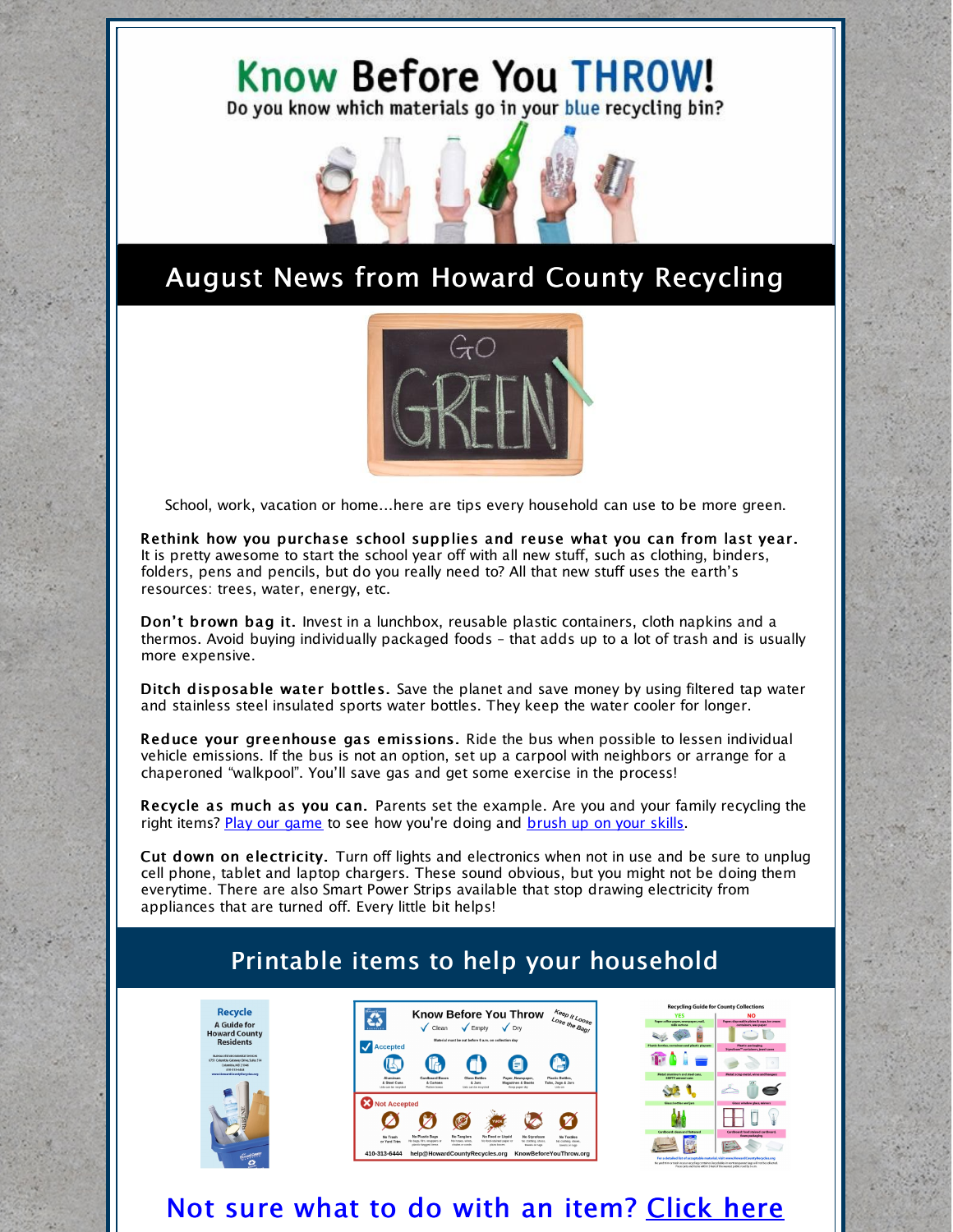# Know Before You THROW!

Do you know which materials go in your blue recycling bin?

## August News from Howard County Recycling

School, work, vacation or home...here are tips every household can use to be more green.

**Rethink how you purchase school supplies and reuse what you can from last year.** It is pretty awesome to start the school year off with all new stuff, such as clothing, binders, folders, pens and pencils, but do you really need to? All that new stuff uses the earth's resources: trees, water, energy, etc.

**Don't brown bag it.** Invest in a lunchbox, reusable plastic containers, cloth napkins and a thermos. Avoid buying individually packaged foods – that adds up to a lot of trash and is usually more expensive.

**Ditch disposable water bottles.** Save the planet and save money by using filtered tap water and stainless steel insulated sports water bottles. They keep the water cooler for longer.

**Reduce your greenhouse gas emissions.** Ride the bus when possible to lessen individual vehicle emissions. If the bus is not an option, set up a carpool with neighbors or arrange for a chaperoned "walkpool". You'll save gas and get some exercise in the process!

**Recycle as much as you can.** Parents set the example. Are you and your family recycling the right items? [Play our game]() to see how you're doing and [brush up on your skills]().

**Cut down on electricity.** Turn off lights and electronics when not in use and be sure to unplug cell phone, tablet and laptop chargers. These sound obvious, but you might not be doing them everytime. There are also Smart Power Strips available that stop drawing electricity from appliances that are turned off. Every little bit helps!

## Printable items to help your household

## Not sure what to do with an item? [Click here]()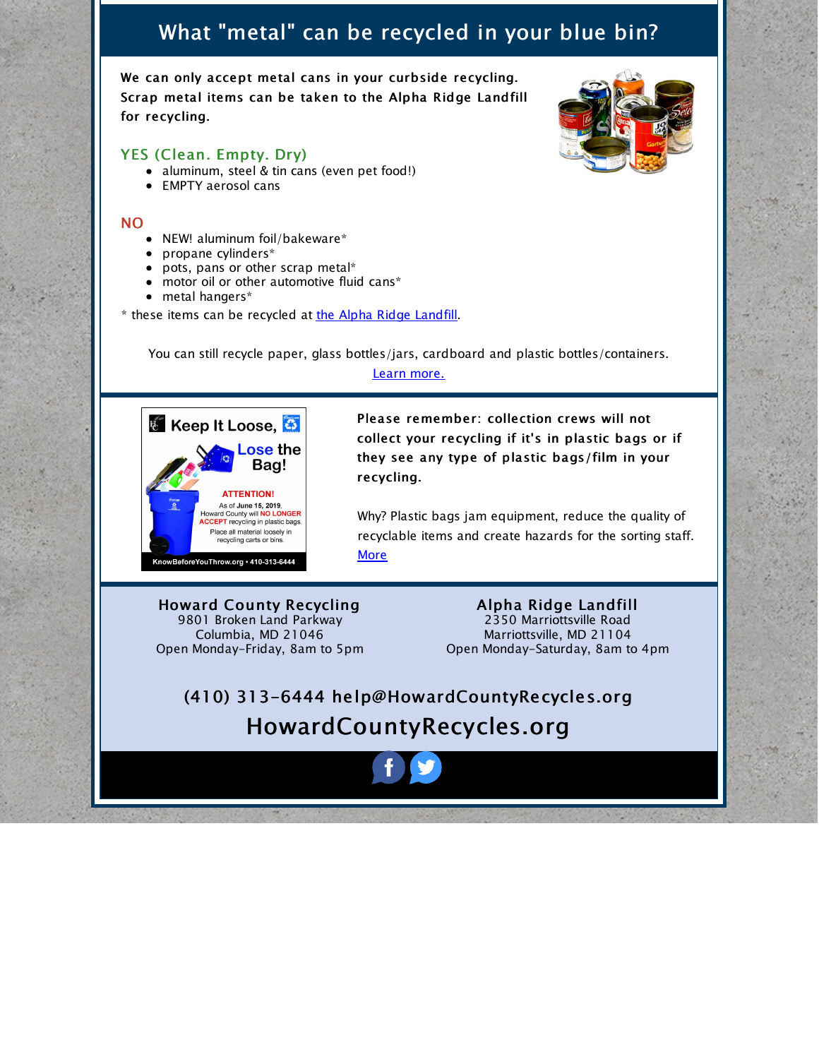## What "metal" can be recycled in your blue bin?

**We can only accept metal cans in your curbside recycling. Scrap metal items can be taken to the Alpha Ridge Landfill for recycling.**

### YES (Clean. Empty. Dry)

- aluminum, steel & tin cans (even pet food!)
- EMPTY aerosol cans

### NO

- NEW! aluminum foil/bakeware*
- propane cylinders*
- pots, pans or other scrap metal*
- motor oil or other automotive fluid cans*
- metal hangers*

* these items can be recycled at [the Alpha Ridge Landfill](#).

You can still recycle paper, glass bottles/jars, cardboard and plastic bottles/containers.
[Learn more.](#)

Keep It Loose, Lose the Bag!

ATTENTION!
As of June 15, 2019, Howard County will NO LONGER ACCEPT recycling in plastic bags. Place all material loosely in recycling carts or bins.

KnowBeforeYouThrow.org • 410-313-6444

**Please remember: collection crews will not collect your recycling if it's in plastic bags or if they see any type of plastic bags/film in your recycling.**

Why? Plastic bags jam equipment, reduce the quality of recyclable items and create hazards for the sorting staff.
[More](#)

**Howard County Recycling**
9801 Broken Land Parkway
Columbia, MD 21046
Open Monday-Friday, 8am to 5pm

**Alpha Ridge Landfill**
2350 Marriottsville Road
Marriottsville, MD 21104
Open Monday-Saturday, 8am to 4pm

(410) 313-6444 help@HowardCountyRecycles.org

HowardCountyRecycles.org